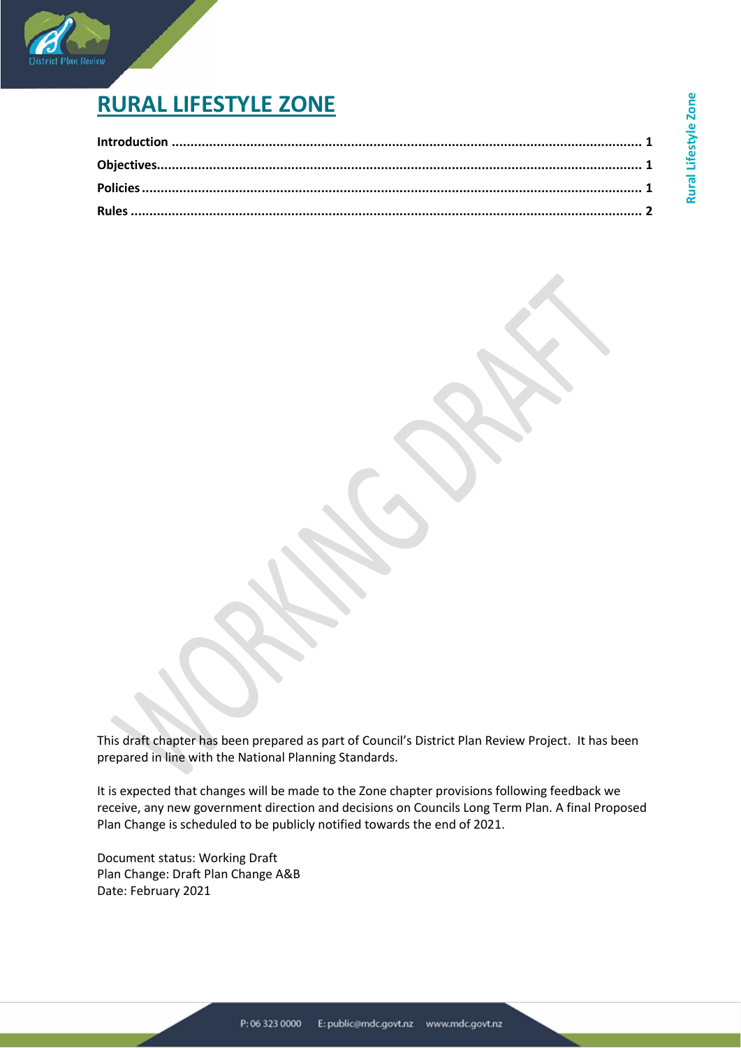# RURAL LIFESTYLE ZONE

Introduction ........................................................................................................................ 1
Objectives........................................................................................................................... 1
Policies ............................................................................................................................... 1
Rules ................................................................................................................................... 2

This draft chapter has been prepared as part of Council's District Plan Review Project. It has been prepared in line with the National Planning Standards.

It is expected that changes will be made to the Zone chapter provisions following feedback we receive, any new government direction and decisions on Councils Long Term Plan. A final Proposed Plan Change is scheduled to be publicly notified towards the end of 2021.

Document status: Working Draft
Plan Change: Draft Plan Change A&B
Date: February 2021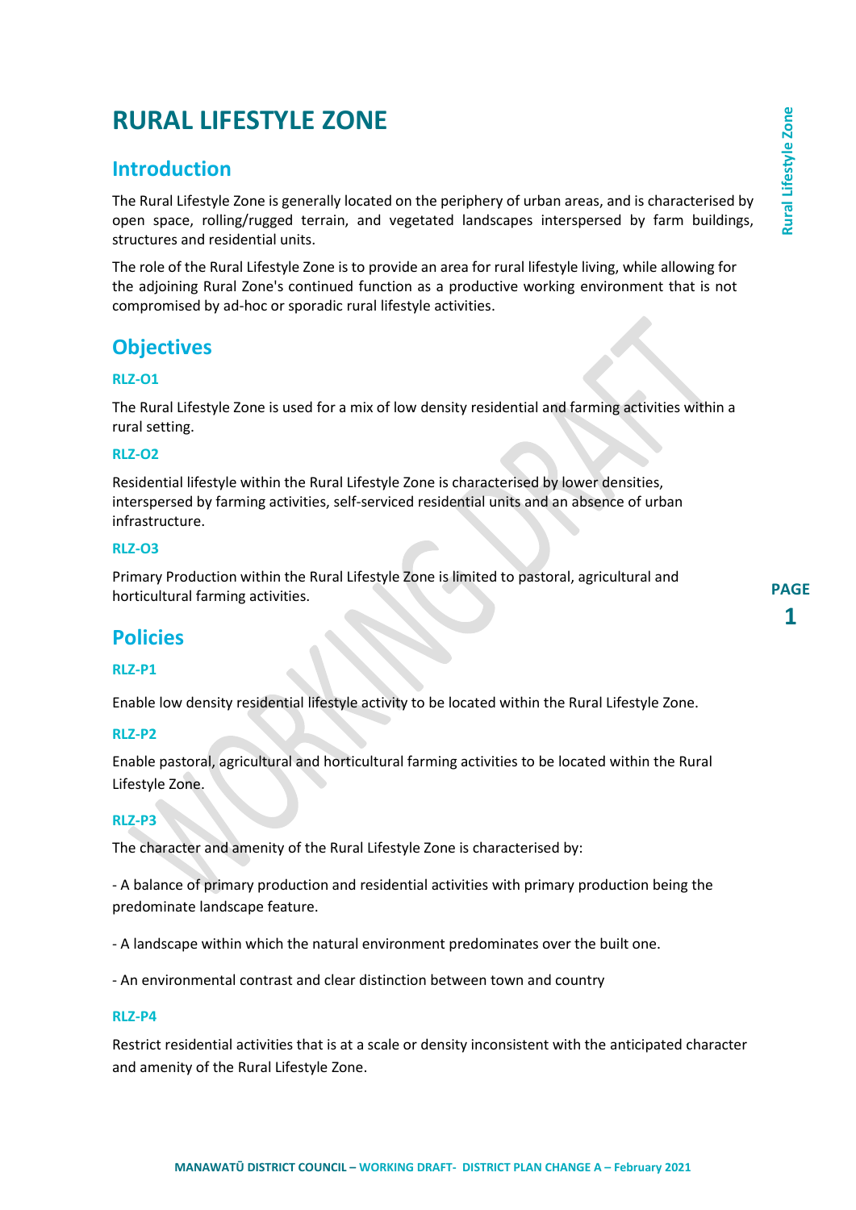# RURAL LIFESTYLE ZONE

## Introduction

The Rural Lifestyle Zone is generally located on the periphery of urban areas, and is characterised by open space, rolling/rugged terrain, and vegetated landscapes interspersed by farm buildings, structures and residential units.

The role of the Rural Lifestyle Zone is to provide an area for rural lifestyle living, while allowing for the adjoining Rural Zone's continued function as a productive working environment that is not compromised by ad-hoc or sporadic rural lifestyle activities.

## Objectives

### RLZ-O1

The Rural Lifestyle Zone is used for a mix of low density residential and farming activities within a rural setting.

### RLZ-O2

Residential lifestyle within the Rural Lifestyle Zone is characterised by lower densities, interspersed by farming activities, self-serviced residential units and an absence of urban infrastructure.

### RLZ-O3

Primary Production within the Rural Lifestyle Zone is limited to pastoral, agricultural and horticultural farming activities.

## Policies

### RLZ-P1

Enable low density residential lifestyle activity to be located within the Rural Lifestyle Zone.

### RLZ-P2

Enable pastoral, agricultural and horticultural farming activities to be located within the Rural Lifestyle Zone.

### RLZ-P3

The character and amenity of the Rural Lifestyle Zone is characterised by:

- A balance of primary production and residential activities with primary production being the predominate landscape feature.

- A landscape within which the natural environment predominates over the built one.

- An environmental contrast and clear distinction between town and country

### RLZ-P4

Restrict residential activities that is at a scale or density inconsistent with the anticipated character and amenity of the Rural Lifestyle Zone.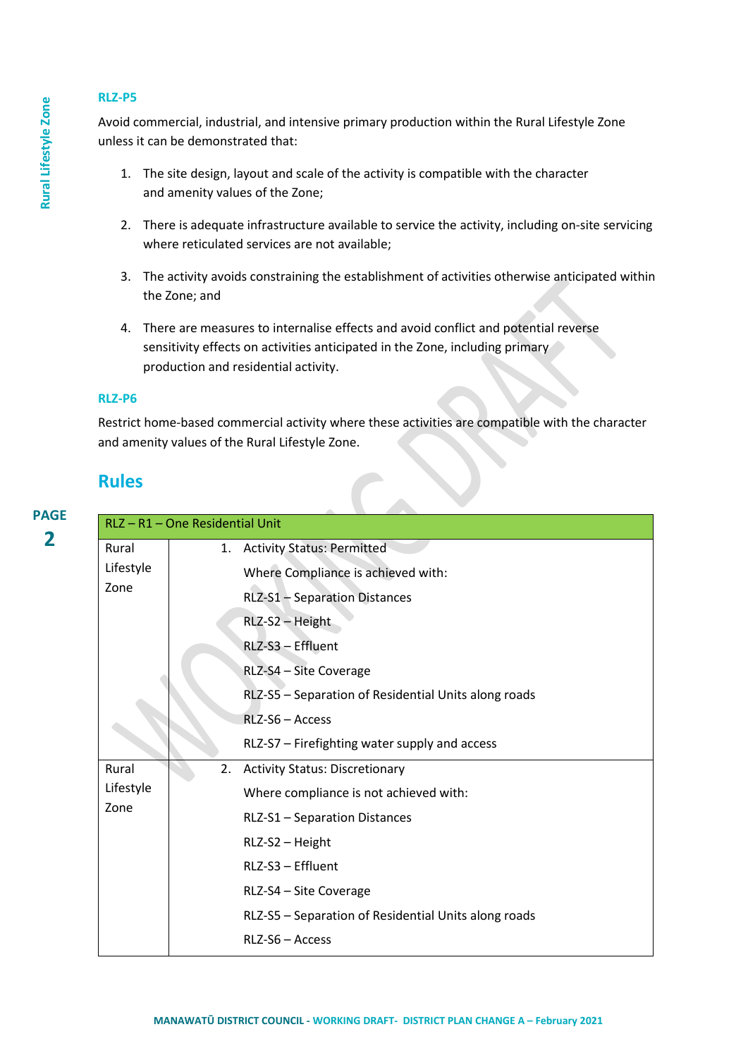### RLZ-P5

Avoid commercial, industrial, and intensive primary production within the Rural Lifestyle Zone unless it can be demonstrated that:

1. The site design, layout and scale of the activity is compatible with the character and amenity values of the Zone;
2. There is adequate infrastructure available to service the activity, including on-site servicing where reticulated services are not available;
3. The activity avoids constraining the establishment of activities otherwise anticipated within the Zone; and
4. There are measures to internalise effects and avoid conflict and potential reverse sensitivity effects on activities anticipated in the Zone, including primary production and residential activity.

### RLZ-P6

Restrict home-based commercial activity where these activities are compatible with the character and amenity values of the Rural Lifestyle Zone.

## Rules

| RLZ – R1 – One Residential Unit | |
|---|---|
| Rural Lifestyle Zone | 1. Activity Status: Permitted<br>Where Compliance is achieved with:<br>RLZ-S1 – Separation Distances<br>RLZ-S2 – Height<br>RLZ-S3 – Effluent<br>RLZ-S4 – Site Coverage<br>RLZ-S5 – Separation of Residential Units along roads<br>RLZ-S6 – Access<br>RLZ-S7 – Firefighting water supply and access |
| Rural Lifestyle Zone | 2. Activity Status: Discretionary<br>Where compliance is not achieved with:<br>RLZ-S1 – Separation Distances<br>RLZ-S2 – Height<br>RLZ-S3 – Effluent<br>RLZ-S4 – Site Coverage<br>RLZ-S5 – Separation of Residential Units along roads<br>RLZ-S6 – Access |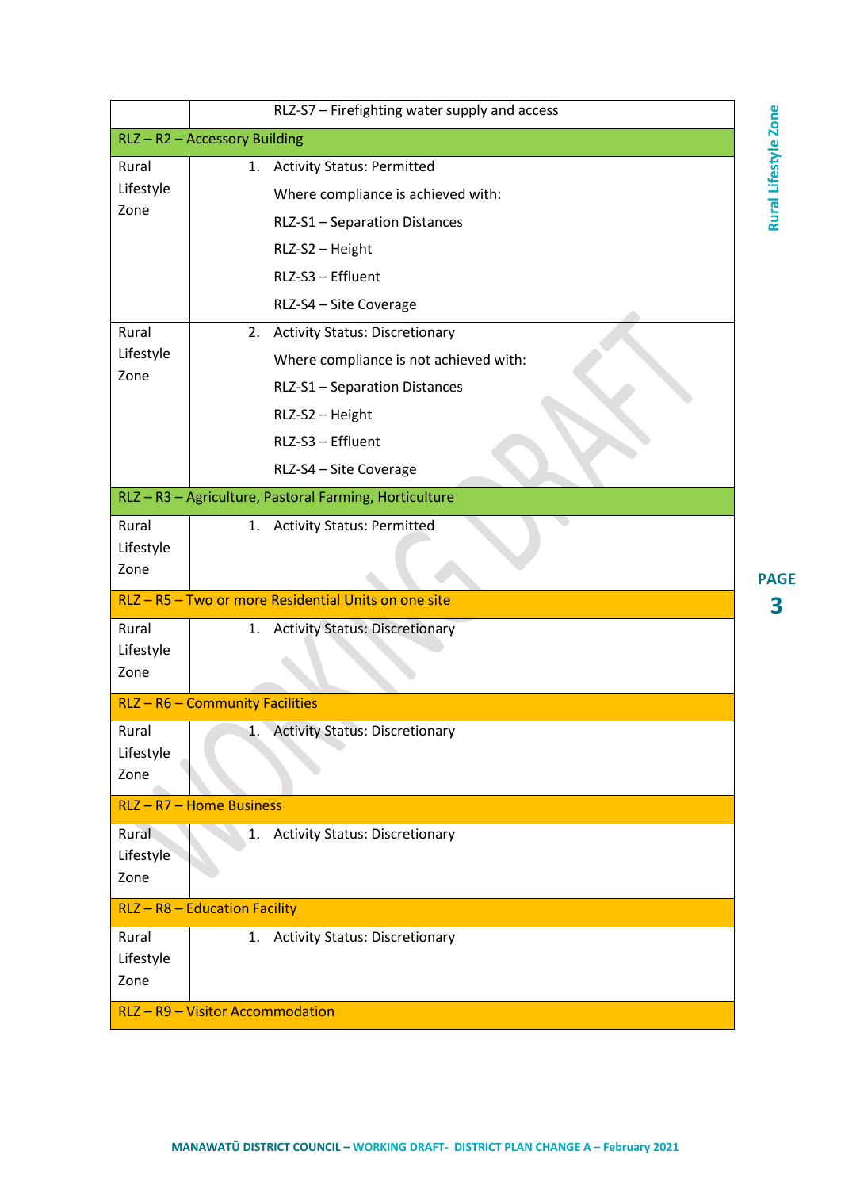| | |
|---|---|
| | RLZ-S7 – Firefighting water supply and access |
| **RLZ – R2 – Accessory Building** | |
| Rural Lifestyle Zone | 1. Activity Status: Permitted<br>Where compliance is achieved with:<br>RLZ-S1 – Separation Distances<br>RLZ-S2 – Height<br>RLZ-S3 – Effluent<br>RLZ-S4 – Site Coverage |
| Rural Lifestyle Zone | 2. Activity Status: Discretionary<br>Where compliance is not achieved with:<br>RLZ-S1 – Separation Distances<br>RLZ-S2 – Height<br>RLZ-S3 – Effluent<br>RLZ-S4 – Site Coverage |
| **RLZ – R3 – Agriculture, Pastoral Farming, Horticulture** | |
| Rural Lifestyle Zone | 1. Activity Status: Permitted |
| **RLZ – R5 – Two or more Residential Units on one site** | |
| Rural Lifestyle Zone | 1. Activity Status: Discretionary |
| **RLZ – R6 – Community Facilities** | |
| Rural Lifestyle Zone | 1. Activity Status: Discretionary |
| **RLZ – R7 – Home Business** | |
| Rural Lifestyle Zone | 1. Activity Status: Discretionary |
| **RLZ – R8 – Education Facility** | |
| Rural Lifestyle Zone | 1. Activity Status: Discretionary |
| **RLZ – R9 – Visitor Accommodation** | |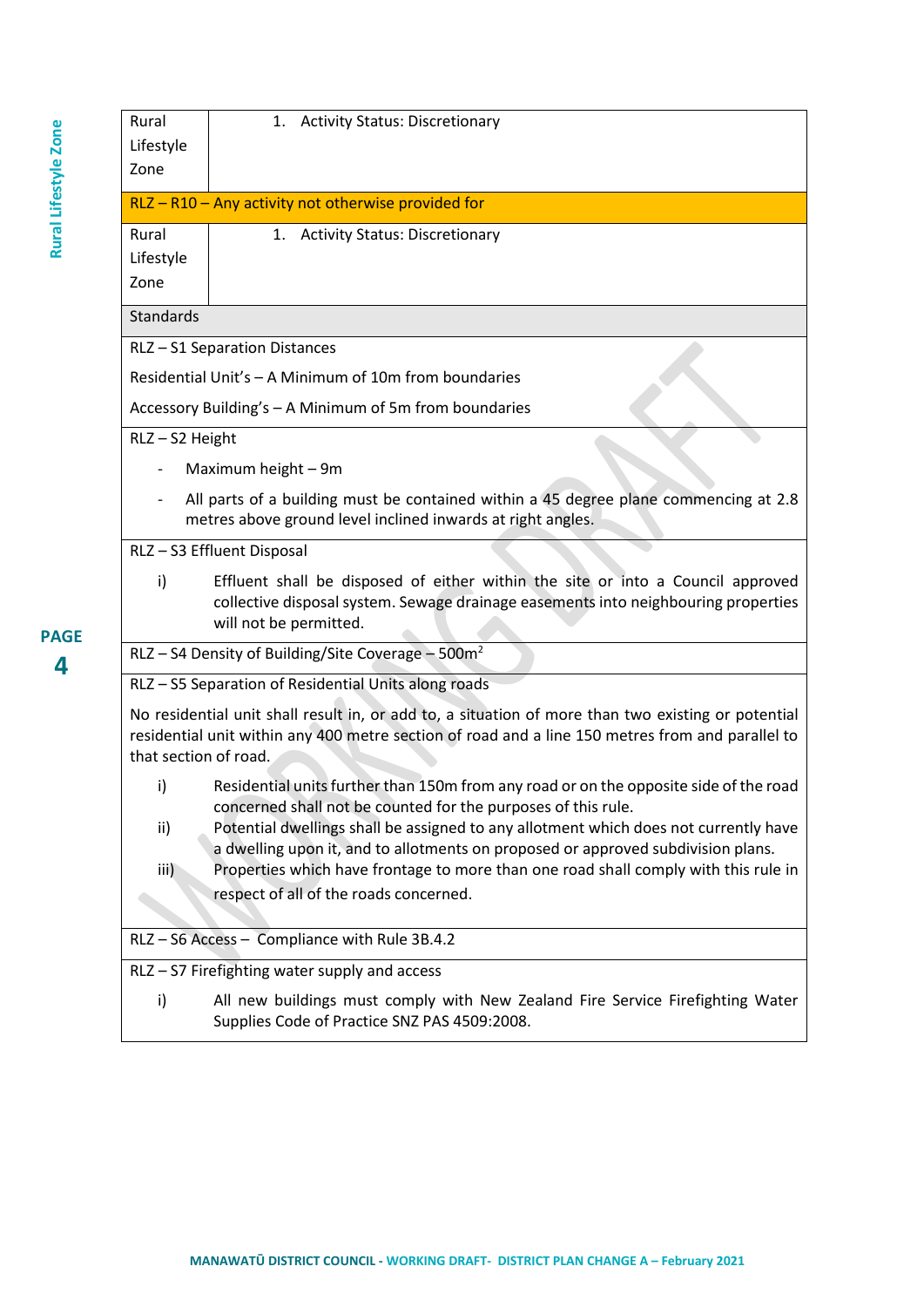| Rural Lifestyle Zone | 1. Activity Status: Discretionary |
|---|---|
| **RLZ – R10 – Any activity not otherwise provided for** | |
| Rural Lifestyle Zone | 1. Activity Status: Discretionary |

**Standards**

**RLZ – S1 Separation Distances**

Residential Unit's – A Minimum of 10m from boundaries

Accessory Building's – A Minimum of 5m from boundaries

**RLZ – S2 Height**

- Maximum height – 9m
- All parts of a building must be contained within a 45 degree plane commencing at 2.8 metres above ground level inclined inwards at right angles.

**RLZ – S3 Effluent Disposal**

i) Effluent shall be disposed of either within the site or into a Council approved collective disposal system. Sewage drainage easements into neighbouring properties will not be permitted.

**RLZ – S4 Density of Building/Site Coverage – $500m^2$**

**RLZ – S5 Separation of Residential Units along roads**

No residential unit shall result in, or add to, a situation of more than two existing or potential residential unit within any 400 metre section of road and a line 150 metres from and parallel to that section of road.

i) Residential units further than 150m from any road or on the opposite side of the road concerned shall not be counted for the purposes of this rule.

ii) Potential dwellings shall be assigned to any allotment which does not currently have a dwelling upon it, and to allotments on proposed or approved subdivision plans.

iii) Properties which have frontage to more than one road shall comply with this rule in respect of all of the roads concerned.

**RLZ – S6 Access – Compliance with Rule 3B.4.2**

**RLZ – S7 Firefighting water supply and access**

i) All new buildings must comply with New Zealand Fire Service Firefighting Water Supplies Code of Practice SNZ PAS 4509:2008.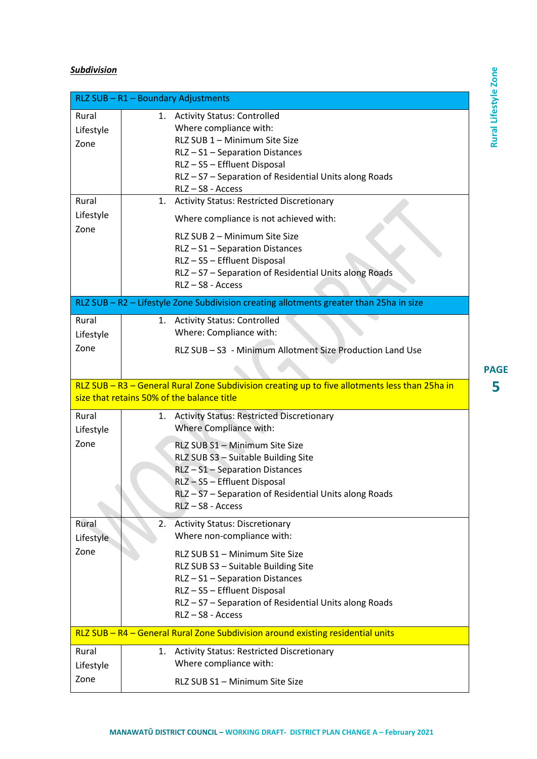***Subdivision***

| RLZ SUB – R1 – Boundary Adjustments | |
|---|---|
| Rural Lifestyle Zone | 1. Activity Status: Controlled<br>Where compliance with:<br>RLZ SUB 1 – Minimum Site Size<br>RLZ – S1 – Separation Distances<br>RLZ – S5 – Effluent Disposal<br>RLZ – S7 – Separation of Residential Units along Roads<br>RLZ – S8 - Access |
| Rural Lifestyle Zone | 1. Activity Status: Restricted Discretionary<br>Where compliance is not achieved with:<br>RLZ SUB 2 – Minimum Site Size<br>RLZ – S1 – Separation Distances<br>RLZ – S5 – Effluent Disposal<br>RLZ – S7 – Separation of Residential Units along Roads<br>RLZ – S8 - Access |
| **RLZ SUB – R2 – Lifestyle Zone Subdivision creating allotments greater than 25ha in size** | |
| Rural Lifestyle Zone | 1. Activity Status: Controlled<br>Where: Compliance with:<br>RLZ SUB – S3 - Minimum Allotment Size Production Land Use |
| **RLZ SUB – R3 – General Rural Zone Subdivision creating up to five allotments less than 25ha in size that retains 50% of the balance title** | |
| Rural Lifestyle Zone | 1. Activity Status: Restricted Discretionary<br>Where Compliance with:<br>RLZ SUB S1 – Minimum Site Size<br>RLZ SUB S3 – Suitable Building Site<br>RLZ – S1 – Separation Distances<br>RLZ – S5 – Effluent Disposal<br>RLZ – S7 – Separation of Residential Units along Roads<br>RLZ – S8 - Access |
| Rural Lifestyle Zone | 2. Activity Status: Discretionary<br>Where non-compliance with:<br>RLZ SUB S1 – Minimum Site Size<br>RLZ SUB S3 – Suitable Building Site<br>RLZ – S1 – Separation Distances<br>RLZ – S5 – Effluent Disposal<br>RLZ – S7 – Separation of Residential Units along Roads<br>RLZ – S8 - Access |
| **RLZ SUB – R4 – General Rural Zone Subdivision around existing residential units** | |
| Rural Lifestyle Zone | 1. Activity Status: Restricted Discretionary<br>Where compliance with:<br>RLZ SUB S1 – Minimum Site Size |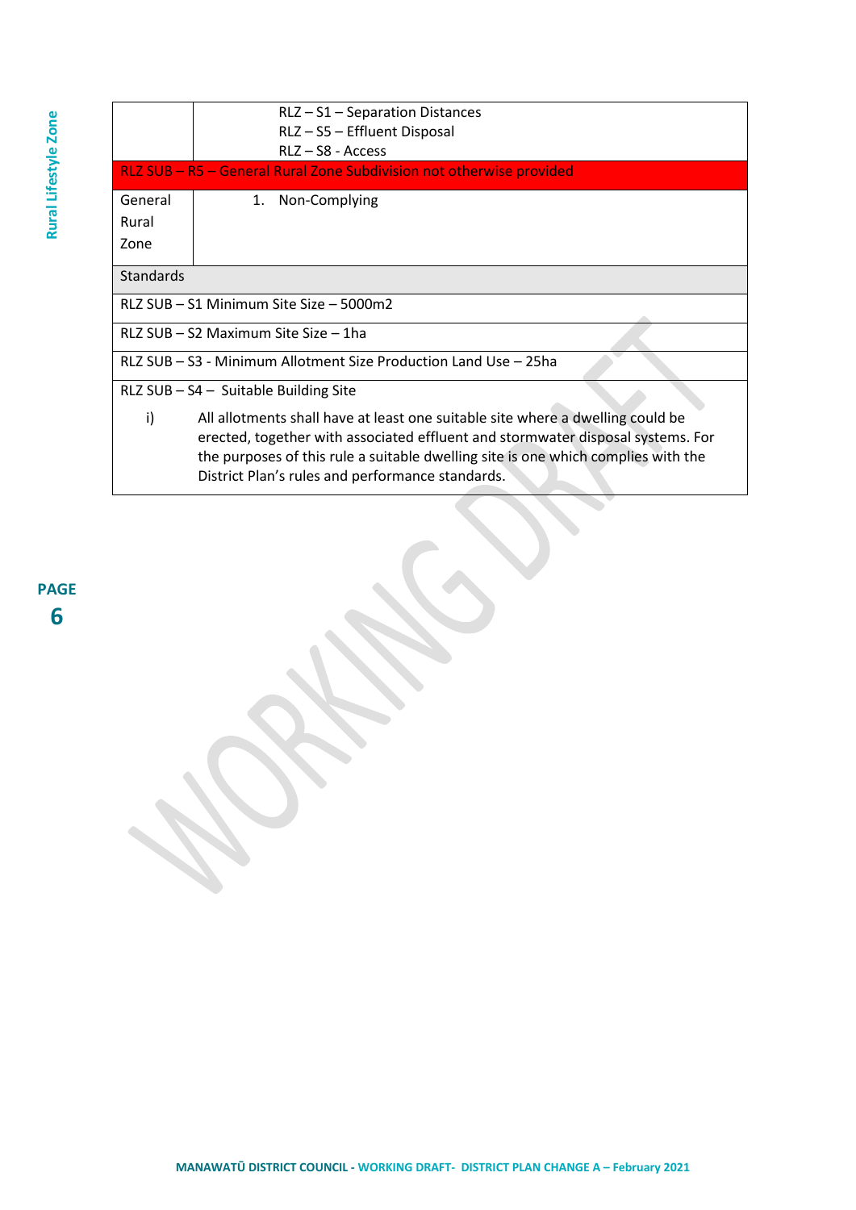| | |
|---|---|
| | RLZ – S1 – Separation Distances<br>RLZ – S5 – Effluent Disposal<br>RLZ – S8 - Access |
| **RLZ SUB – R5 – General Rural Zone Subdivision not otherwise provided** | |
| General Rural Zone | 1. Non-Complying |
| Standards | |
| RLZ SUB – S1 Minimum Site Size – 5000m2 | |
| RLZ SUB – S2 Maximum Site Size – 1ha | |
| RLZ SUB – S3 - Minimum Allotment Size Production Land Use – 25ha | |
| RLZ SUB – S4 – Suitable Building Site<br><br>i) All allotments shall have at least one suitable site where a dwelling could be erected, together with associated effluent and stormwater disposal systems. For the purposes of this rule a suitable dwelling site is one which complies with the District Plan's rules and performance standards. | |